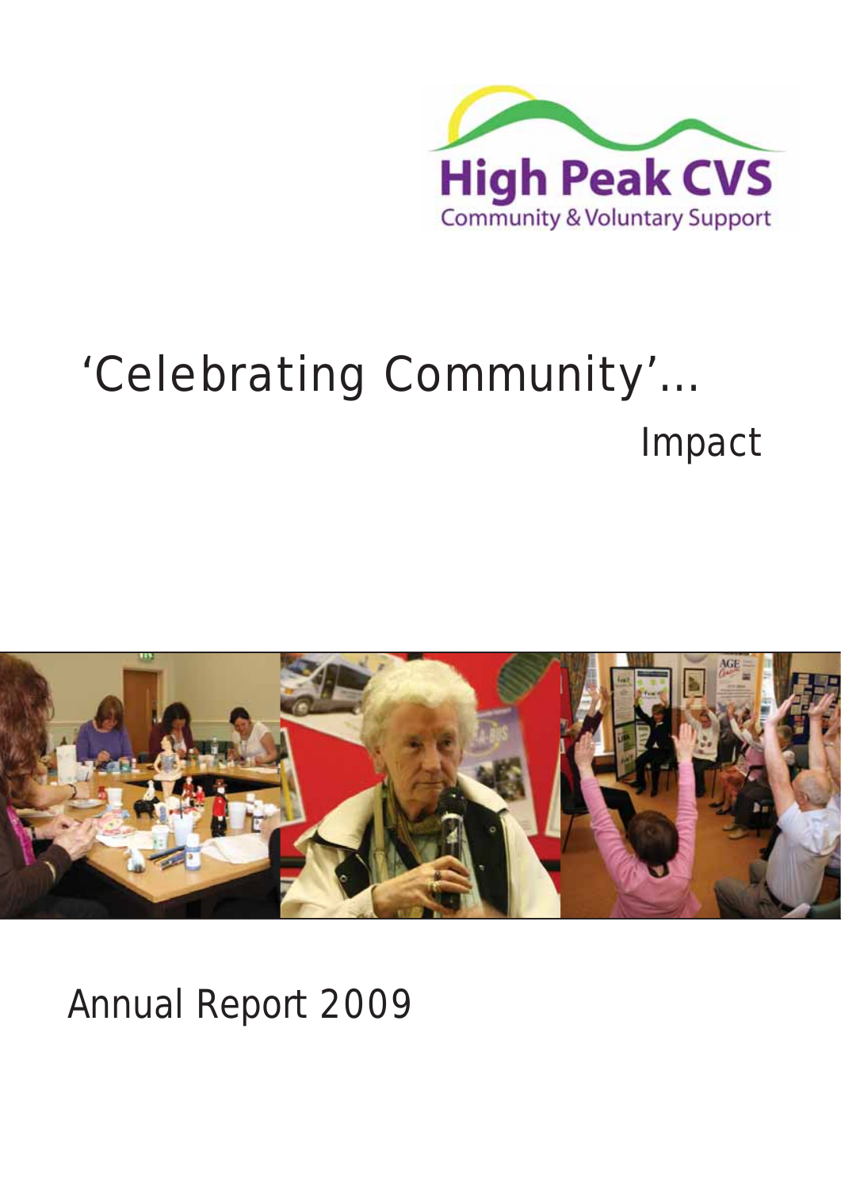High Peak CVS

Community & Voluntary Support

# 'Celebrating Community'...

## Impact

Annual Report 2009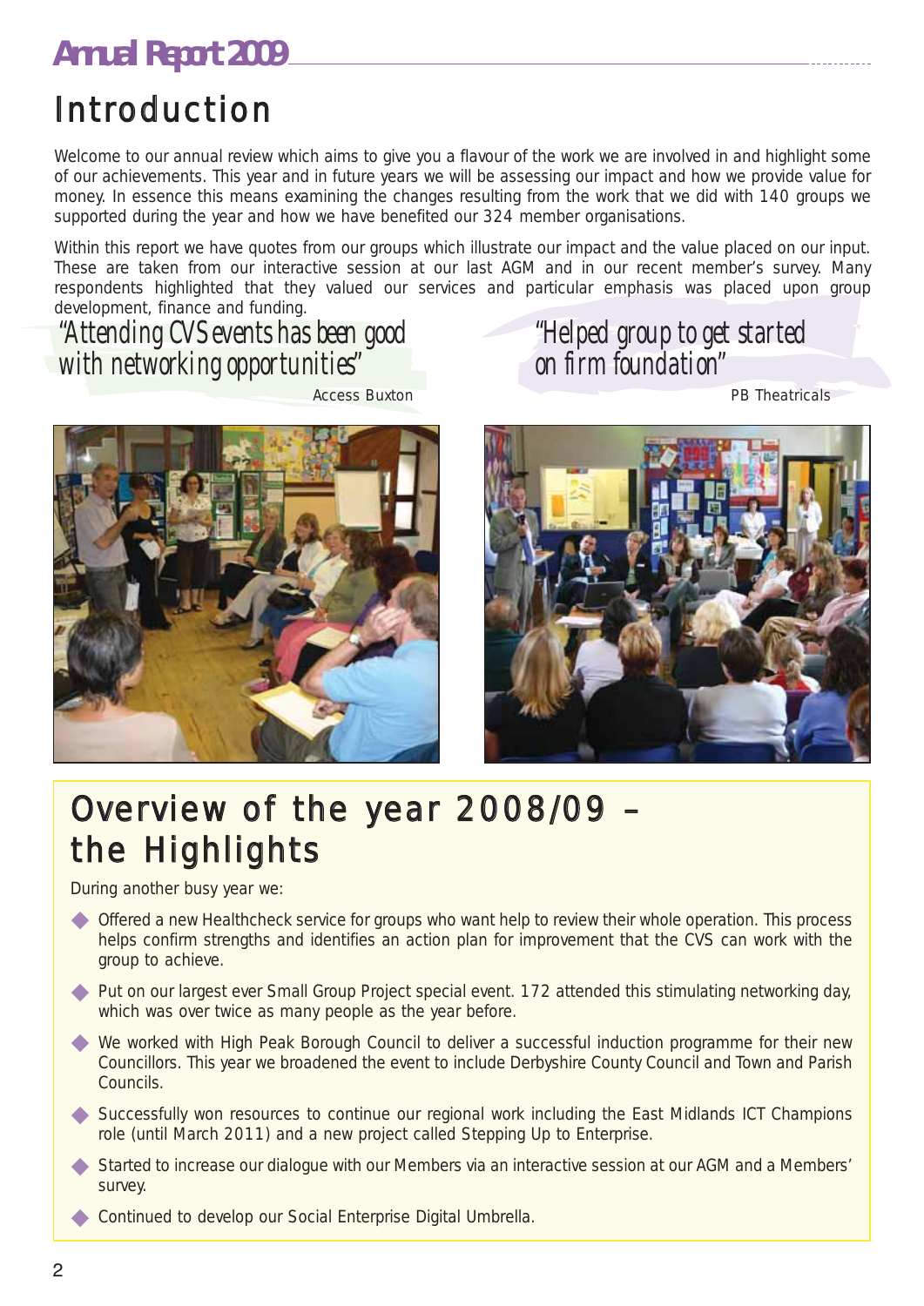# Introduction

Welcome to our annual review which aims to give you a flavour of the work we are involved in and highlight some of our achievements. This year and in future years we will be assessing our impact and how we provide value for money. In essence this means examining the changes resulting from the work that we did with 140 groups we supported during the year and how we have benefited our 324 member organisations.

Within this report we have quotes from our groups which illustrate our impact and the value placed on our input. These are taken from our interactive session at our last AGM and in our recent member's survey. Many respondents highlighted that they valued our services and particular emphasis was placed upon group development, finance and funding.

> *"Attending CVS events has been good with networking opportunities"*
>
> Access Buxton

> *"Helped group to get started on firm foundation"*
>
> PB Theatricals

## Overview of the year 2008/09 – the Highlights

During another busy year we:

- Offered a new Healthcheck service for groups who want help to review their whole operation. This process helps confirm strengths and identifies an action plan for improvement that the CVS can work with the group to achieve.
- Put on our largest ever Small Group Project special event. 172 attended this stimulating networking day, which was over twice as many people as the year before.
- We worked with High Peak Borough Council to deliver a successful induction programme for their new Councillors. This year we broadened the event to include Derbyshire County Council and Town and Parish Councils.
- Successfully won resources to continue our regional work including the East Midlands ICT Champions role (until March 2011) and a new project called Stepping Up to Enterprise.
- Started to increase our dialogue with our Members via an interactive session at our AGM and a Members' survey.
- Continued to develop our Social Enterprise Digital Umbrella.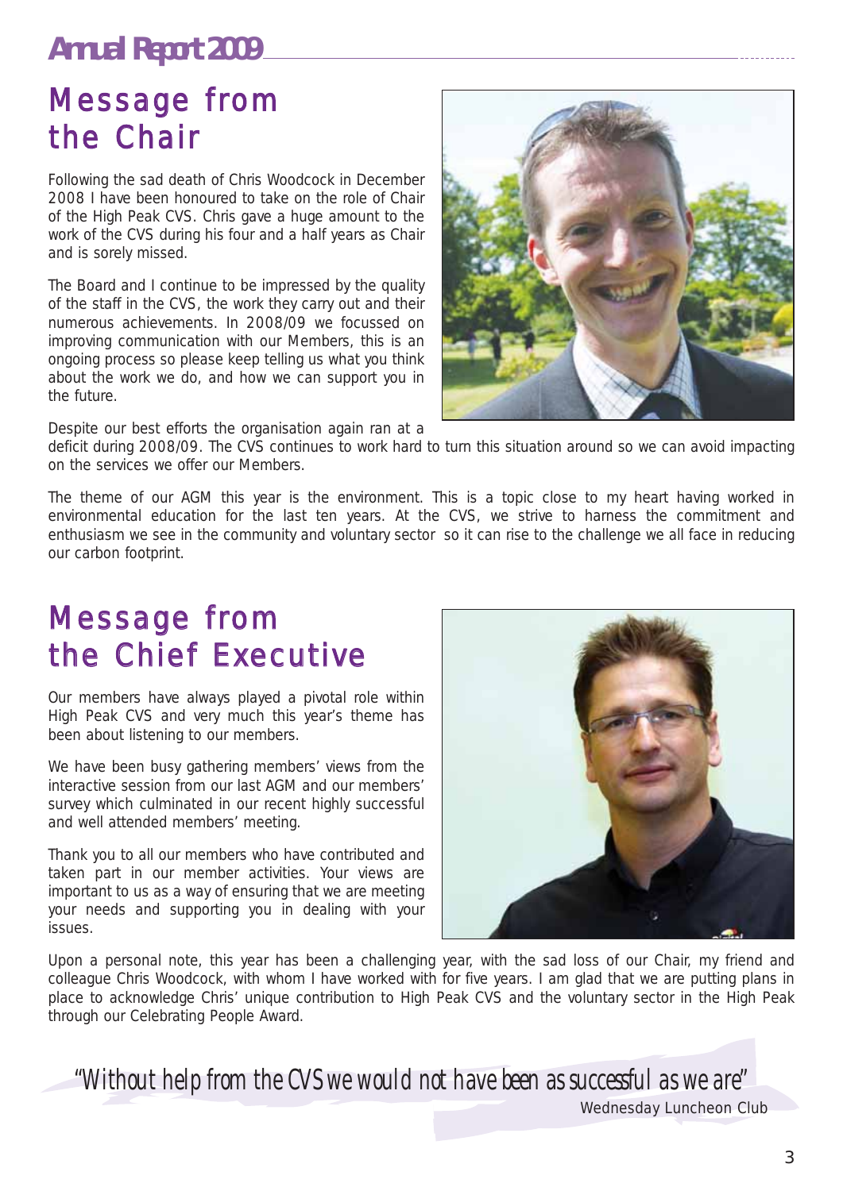## Message from the Chair

Following the sad death of Chris Woodcock in December 2008 I have been honoured to take on the role of Chair of the High Peak CVS. Chris gave a huge amount to the work of the CVS during his four and a half years as Chair and is sorely missed.

The Board and I continue to be impressed by the quality of the staff in the CVS, the work they carry out and their numerous achievements. In 2008/09 we focussed on improving communication with our Members, this is an ongoing process so please keep telling us what you think about the work we do, and how we can support you in the future.

Despite our best efforts the organisation again ran at a deficit during 2008/09. The CVS continues to work hard to turn this situation around so we can avoid impacting on the services we offer our Members.

The theme of our AGM this year is the environment. This is a topic close to my heart having worked in environmental education for the last ten years. At the CVS, we strive to harness the commitment and enthusiasm we see in the community and voluntary sector so it can rise to the challenge we all face in reducing our carbon footprint.

## Message from the Chief Executive

Our members have always played a pivotal role within High Peak CVS and very much this year's theme has been about listening to our members.

We have been busy gathering members' views from the interactive session from our last AGM and our members' survey which culminated in our recent highly successful and well attended members' meeting.

Thank you to all our members who have contributed and taken part in our member activities. Your views are important to us as a way of ensuring that we are meeting your needs and supporting you in dealing with your issues.

Upon a personal note, this year has been a challenging year, with the sad loss of our Chair, my friend and colleague Chris Woodcock, with whom I have worked with for five years. I am glad that we are putting plans in place to acknowledge Chris' unique contribution to High Peak CVS and the voluntary sector in the High Peak through our Celebrating People Award.

*"Without help from the CVS we would not have been as successful as we are"*

Wednesday Luncheon Club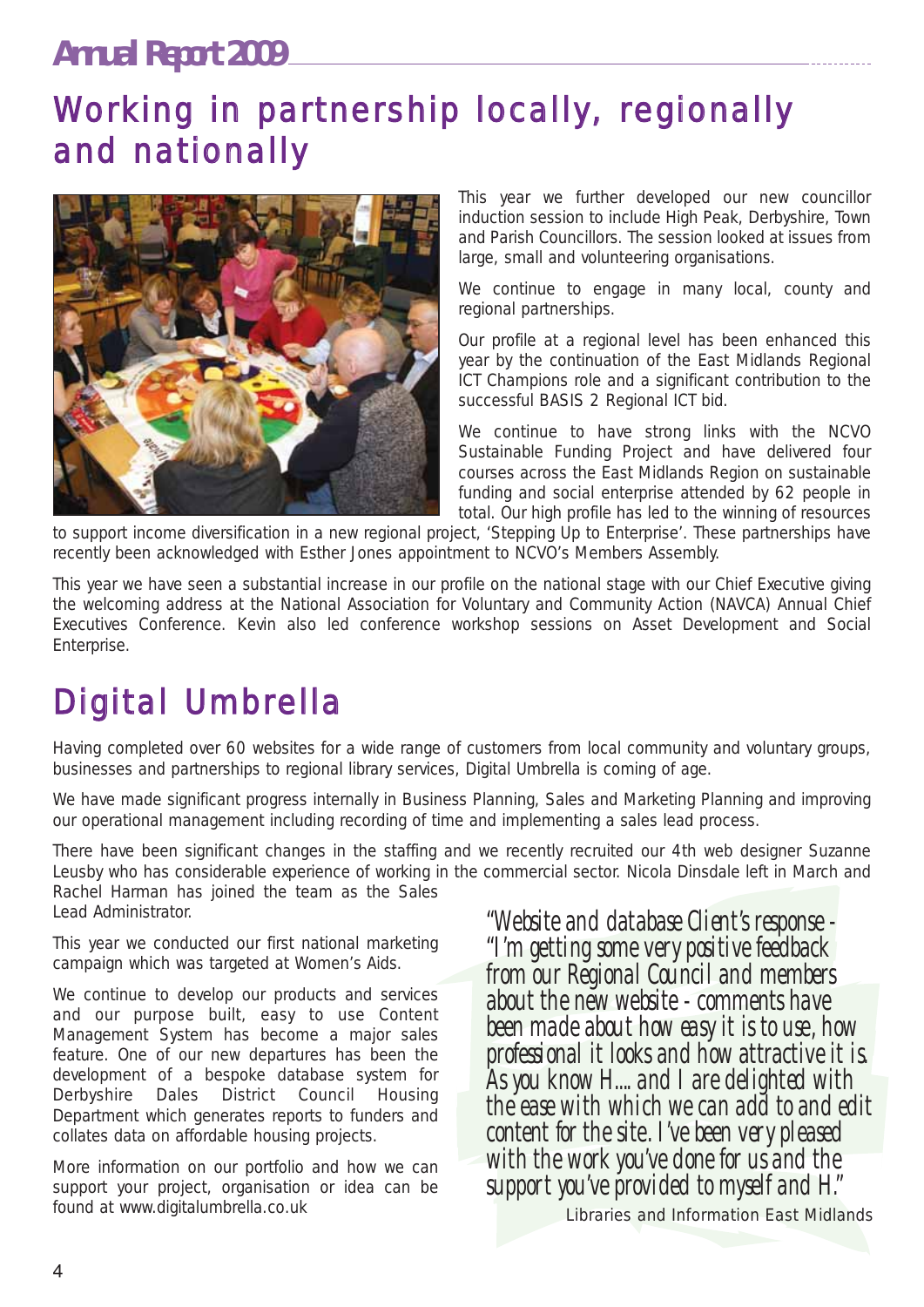# Working in partnership locally, regionally and nationally

This year we further developed our new councillor induction session to include High Peak, Derbyshire, Town and Parish Councillors. The session looked at issues from large, small and volunteering organisations.

We continue to engage in many local, county and regional partnerships.

Our profile at a regional level has been enhanced this year by the continuation of the East Midlands Regional ICT Champions role and a significant contribution to the successful BASIS 2 Regional ICT bid.

We continue to have strong links with the NCVO Sustainable Funding Project and have delivered four courses across the East Midlands Region on sustainable funding and social enterprise attended by 62 people in total. Our high profile has led to the winning of resources to support income diversification in a new regional project, 'Stepping Up to Enterprise'. These partnerships have recently been acknowledged with Esther Jones appointment to NCVO's Members Assembly.

This year we have seen a substantial increase in our profile on the national stage with our Chief Executive giving the welcoming address at the National Association for Voluntary and Community Action (NAVCA) Annual Chief Executives Conference. Kevin also led conference workshop sessions on Asset Development and Social Enterprise.

# Digital Umbrella

Having completed over 60 websites for a wide range of customers from local community and voluntary groups, businesses and partnerships to regional library services, Digital Umbrella is coming of age.

We have made significant progress internally in Business Planning, Sales and Marketing Planning and improving our operational management including recording of time and implementing a sales lead process.

There have been significant changes in the staffing and we recently recruited our 4th web designer Suzanne Leusby who has considerable experience of working in the commercial sector. Nicola Dinsdale left in March and Rachel Harman has joined the team as the Sales Lead Administrator.

This year we conducted our first national marketing campaign which was targeted at Women's Aids.

We continue to develop our products and services and our purpose built, easy to use Content Management System has become a major sales feature. One of our new departures has been the development of a bespoke database system for Derbyshire Dales District Council Housing Department which generates reports to funders and collates data on affordable housing projects.

More information on our portfolio and how we can support your project, organisation or idea can be found at www.digitalumbrella.co.uk

*"Website and database Client's response - "I'm getting some very positive feedback from our Regional Council and members about the new website - comments have been made about how easy it is to use, how professional it looks and how attractive it is. As you know H.... and I are delighted with the ease with which we can add to and edit content for the site. I've been very pleased with the work you've done for us and the support you've provided to myself and H."*

Libraries and Information East Midlands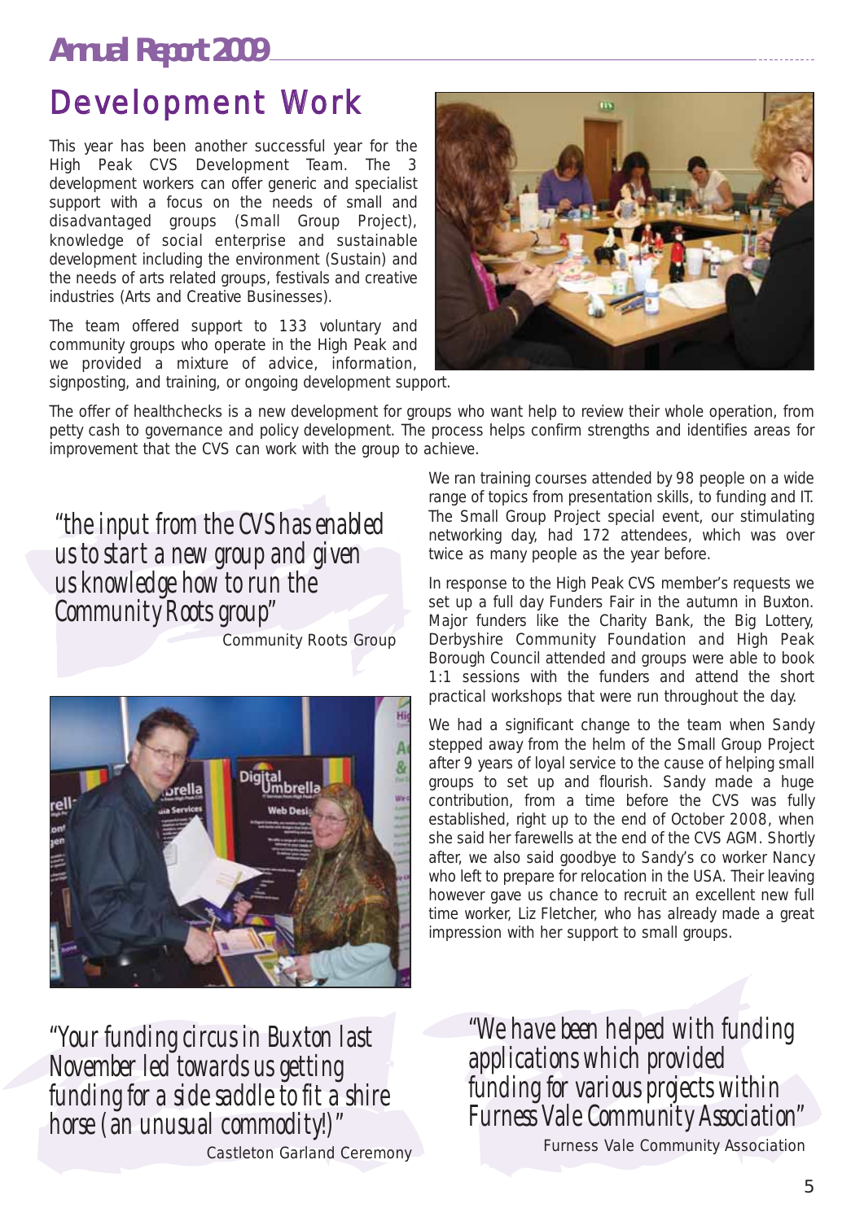# Development Work

This year has been another successful year for the High Peak CVS Development Team. The 3 development workers can offer generic and specialist support with a focus on the needs of small and disadvantaged groups (Small Group Project), knowledge of social enterprise and sustainable development including the environment (Sustain) and the needs of arts related groups, festivals and creative industries (Arts and Creative Businesses).

The team offered support to 133 voluntary and community groups who operate in the High Peak and we provided a mixture of advice, information, signposting, and training, or ongoing development support.

The offer of healthchecks is a new development for groups who want help to review their whole operation, from petty cash to governance and policy development. The process helps confirm strengths and identifies areas for improvement that the CVS can work with the group to achieve.

> *"the input from the CVS has enabled us to start a new group and given us knowledge how to run the Community Roots group"*
>
> Community Roots Group

We ran training courses attended by 98 people on a wide range of topics from presentation skills, to funding and IT. The Small Group Project special event, our stimulating networking day, had 172 attendees, which was over twice as many people as the year before.

In response to the High Peak CVS member's requests we set up a full day Funders Fair in the autumn in Buxton. Major funders like the Charity Bank, the Big Lottery, Derbyshire Community Foundation and High Peak Borough Council attended and groups were able to book 1:1 sessions with the funders and attend the short practical workshops that were run throughout the day.

We had a significant change to the team when Sandy stepped away from the helm of the Small Group Project after 9 years of loyal service to the cause of helping small groups to set up and flourish. Sandy made a huge contribution, from a time before the CVS was fully established, right up to the end of October 2008, when she said her farewells at the end of the CVS AGM. Shortly after, we also said goodbye to Sandy's co worker Nancy who left to prepare for relocation in the USA. Their leaving however gave us chance to recruit an excellent new full time worker, Liz Fletcher, who has already made a great impression with her support to small groups.

> *"Your funding circus in Buxton last November led towards us getting funding for a side saddle to fit a shire horse (an unusual commodity!)"*
>
> Castleton Garland Ceremony

> *"We have been helped with funding applications which provided funding for various projects within Furness Vale Community Association"*
>
> Furness Vale Community Association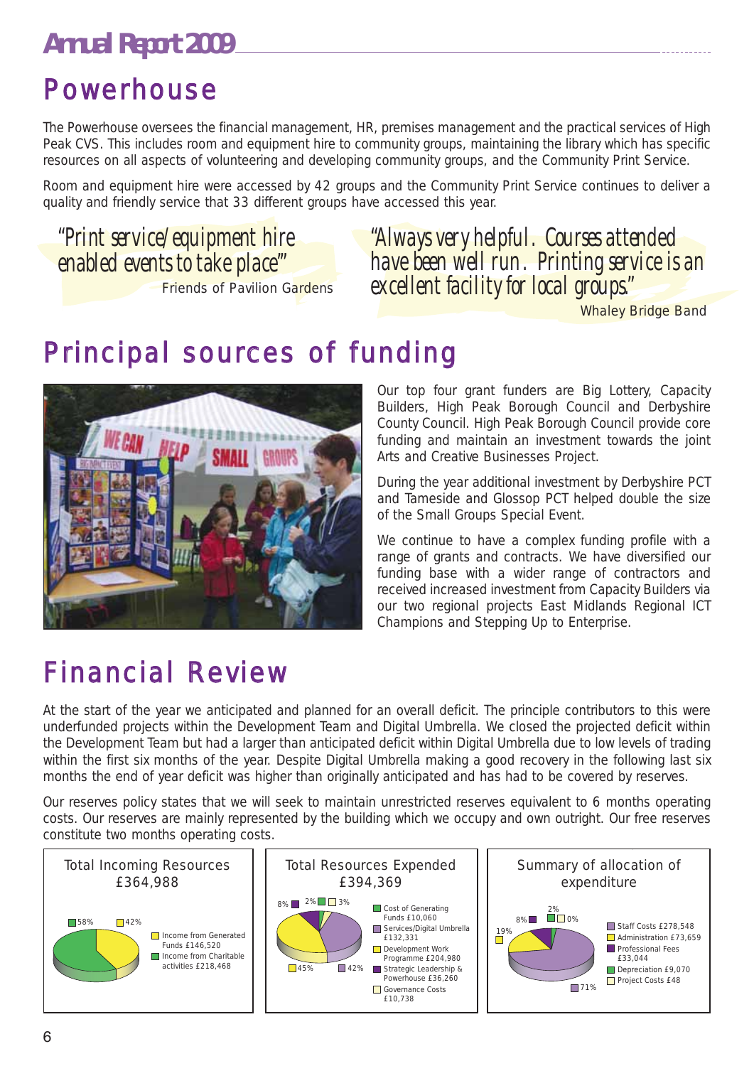# Powerhouse

The Powerhouse oversees the financial management, HR, premises management and the practical services of High Peak CVS. This includes room and equipment hire to community groups, maintaining the library which has specific resources on all aspects of volunteering and developing community groups, and the Community Print Service.

Room and equipment hire were accessed by 42 groups and the Community Print Service continues to deliver a quality and friendly service that 33 different groups have accessed this year.

> *"Print service/equipment hire enabled events to take place"'*
>
> Friends of Pavilion Gardens

> *"Always very helpful. Courses attended have been well run. Printing service is an excellent facility for local groups."*
>
> Whaley Bridge Band

# Principal sources of funding

Our top four grant funders are Big Lottery, Capacity Builders, High Peak Borough Council and Derbyshire County Council. High Peak Borough Council provide core funding and maintain an investment towards the joint Arts and Creative Businesses Project.

During the year additional investment by Derbyshire PCT and Tameside and Glossop PCT helped double the size of the Small Groups Special Event.

We continue to have a complex funding profile with a range of grants and contracts. We have diversified our funding base with a wider range of contractors and received increased investment from Capacity Builders via our two regional projects East Midlands Regional ICT Champions and Stepping Up to Enterprise.

# Financial Review

At the start of the year we anticipated and planned for an overall deficit. The principle contributors to this were underfunded projects within the Development Team and Digital Umbrella. We closed the projected deficit within the Development Team but had a larger than anticipated deficit within Digital Umbrella due to low levels of trading within the first six months of the year. Despite Digital Umbrella making a good recovery in the following last six months the end of year deficit was higher than originally anticipated and has had to be covered by reserves.

Our reserves policy states that we will seek to maintain unrestricted reserves equivalent to 6 months operating costs. Our reserves are mainly represented by the building which we occupy and own outright. Our free reserves constitute two months operating costs.

**Total Incoming Resources £364,988**

| Category | Amount | % |
|---|---|---|
| Income from Generated Funds | £146,520 | 42% |
| Income from Charitable activities | £218,468 | 58% |

**Total Resources Expended £394,369**

| Category | Amount | % |
|---|---|---|
| Cost of Generating Funds | £10,060 | 2% |
| Services/Digital Umbrella | £132,331 | 42% |
| Development Work Programme | £204,980 | 45% |
| Strategic Leadership & Powerhouse | £36,260 | 8% |
| Governance Costs | £10,738 | 3% |

**Summary of allocation of expenditure**

| Category | Amount | % |
|---|---|---|
| Staff Costs | £278,548 | 71% |
| Administration | £73,659 | 19% |
| Professional Fees | £33,044 | 8% |
| Depreciation | £9,070 | 2% |
| Project Costs | £48 | 0% |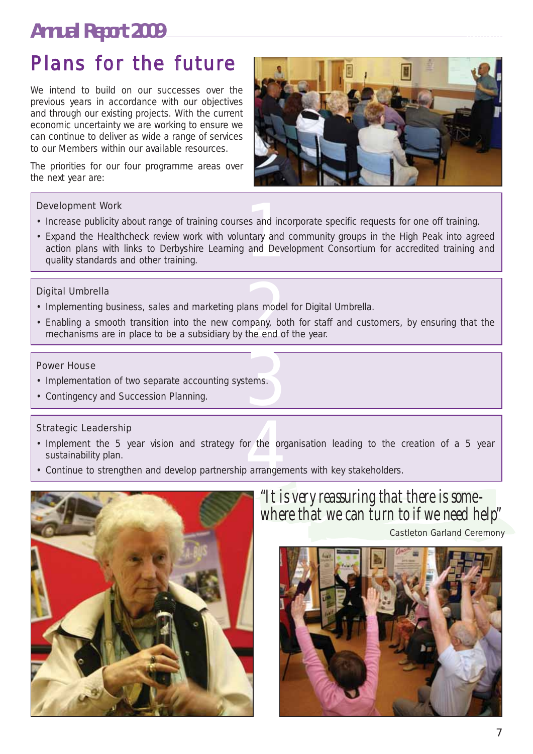# Plans for the future

We intend to build on our successes over the previous years in accordance with our objectives and through our existing projects. With the current economic uncertainty we are working to ensure we can continue to deliver as wide a range of services to our Members within our available resources.

The priorities for our four programme areas over the next year are:

## 1. Development Work

- Increase publicity about range of training courses and incorporate specific requests for one off training.
- Expand the Healthcheck review work with voluntary and community groups in the High Peak into agreed action plans with links to Derbyshire Learning and Development Consortium for accredited training and quality standards and other training.

## 2. Digital Umbrella

- Implementing business, sales and marketing plans model for Digital Umbrella.
- Enabling a smooth transition into the new company, both for staff and customers, by ensuring that the mechanisms are in place to be a subsidiary by the end of the year.

## 3. Power House

- Implementation of two separate accounting systems.
- Contingency and Succession Planning.

## 4. Strategic Leadership

- Implement the 5 year vision and strategy for the organisation leading to the creation of a 5 year sustainability plan.
- Continue to strengthen and develop partnership arrangements with key stakeholders.

*"It is very reassuring that there is somewhere that we can turn to if we need help"*

Castleton Garland Ceremony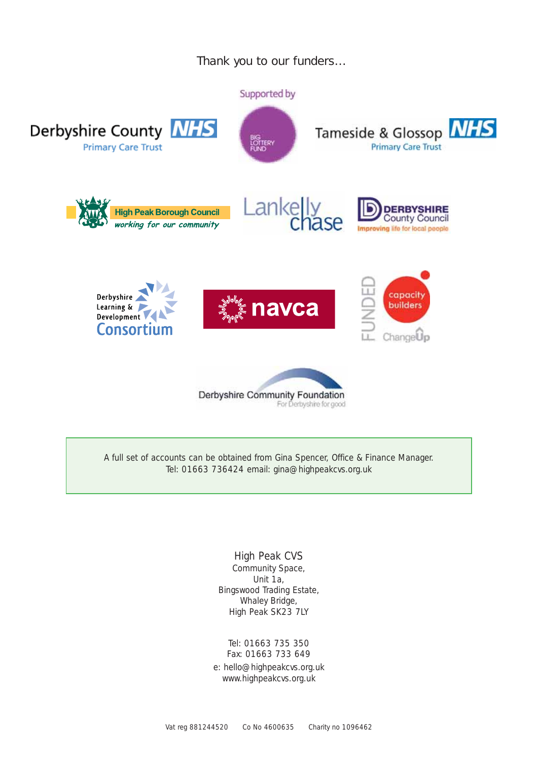Thank you to our funders...

Supported by

Derbyshire County NHS Primary Care Trust

BIG LOTTERY FUND

Tameside & Glossop NHS Primary Care Trust

High Peak Borough Council *working for our community*

Lankelly chase

DERBYSHIRE County Council Improving life for local people

Derbyshire Learning & Development Consortium

navca

FUNDED capacity builders ChangeUp

Derbyshire Community Foundation For Derbyshire for good

A full set of accounts can be obtained from Gina Spencer, Office & Finance Manager.
Tel: 01663 736424 email: gina@highpeakcvs.org.uk

High Peak CVS
Community Space,
Unit 1a,
Bingswood Trading Estate,
Whaley Bridge,
High Peak SK23 7LY

Tel: 01663 735 350
Fax: 01663 733 649
e: hello@highpeakcvs.org.uk
www.highpeakcvs.org.uk

Vat reg 881244520 Co No 4600635 Charity no 1096462